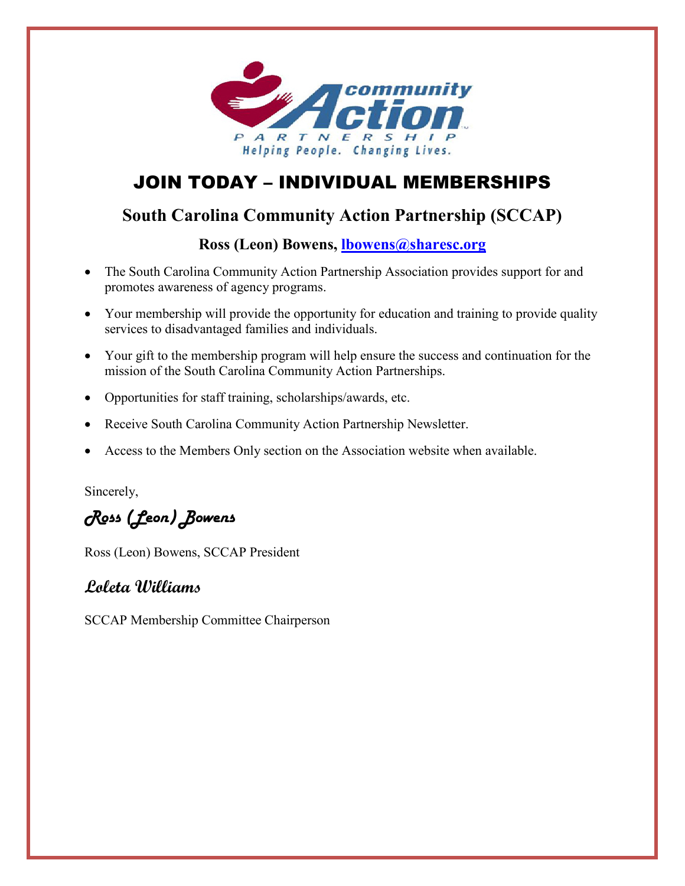# JOIN TODAY – INDIVIDUAL MEMBERSHIPS

## South Carolina Community Action Partnership (SCCAP)

**Ross (Leon) Bowens, lbowens@sharesc.org**

- The South Carolina Community Action Partnership Association provides support for and promotes awareness of agency programs.
- Your membership will provide the opportunity for education and training to provide quality services to disadvantaged families and individuals.
- Your gift to the membership program will help ensure the success and continuation for the mission of the South Carolina Community Action Partnerships.
- Opportunities for staff training, scholarships/awards, etc.
- Receive South Carolina Community Action Partnership Newsletter.
- Access to the Members Only section on the Association website when available.

Sincerely,

*Ross (Leon) Bowens*

Ross (Leon) Bowens, SCCAP President

*Loleta Williams*

SCCAP Membership Committee Chairperson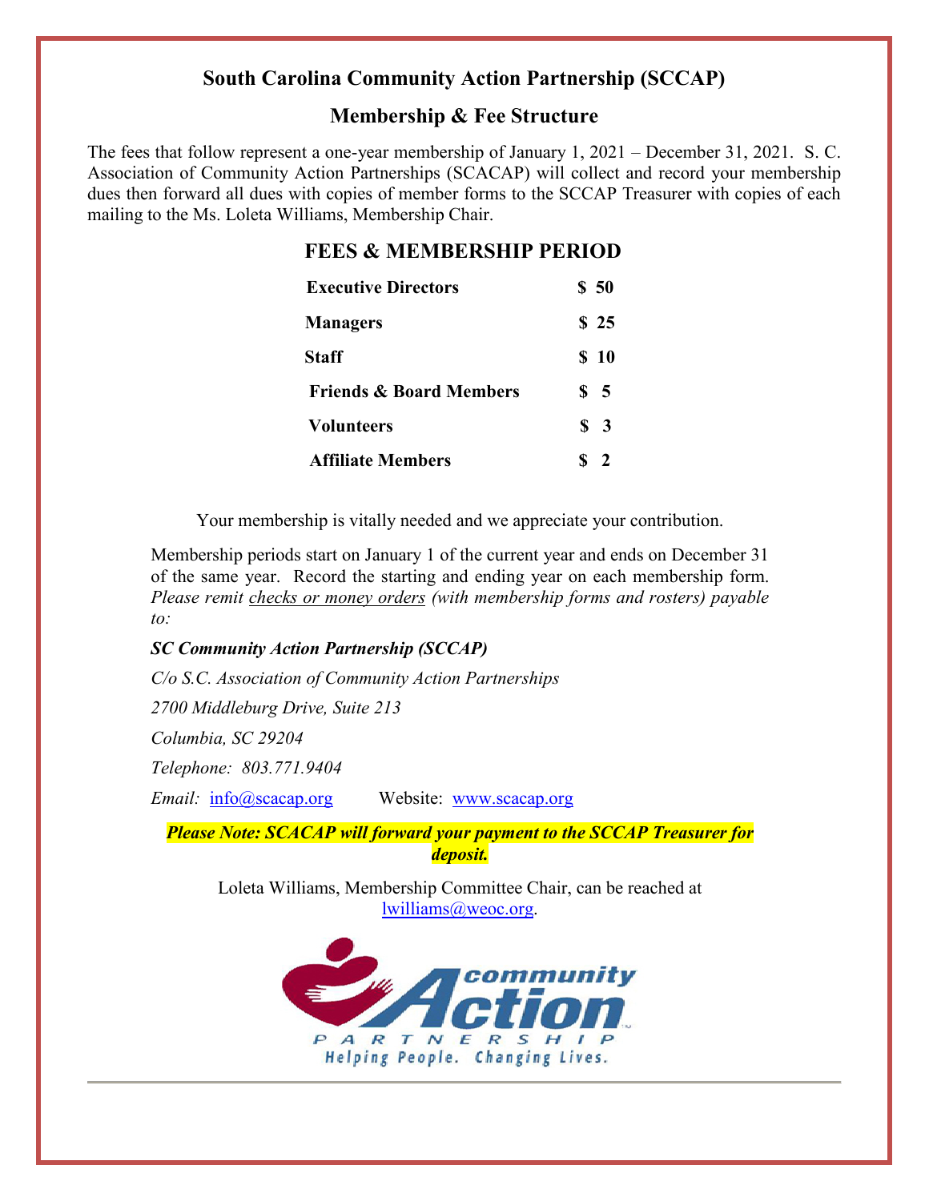# South Carolina Community Action Partnership (SCCAP)

## Membership & Fee Structure

The fees that follow represent a one-year membership of January 1, 2021 – December 31, 2021. S. C. Association of Community Action Partnerships (SCACAP) will collect and record your membership dues then forward all dues with copies of member forms to the SCCAP Treasurer with copies of each mailing to the Ms. Loleta Williams, Membership Chair.

### FEES & MEMBERSHIP PERIOD

| | |
|---|---|
| **Executive Directors** | **$ 50** |
| **Managers** | **$ 25** |
| **Staff** | **$ 10** |
| **Friends & Board Members** | **$ 5** |
| **Volunteers** | **$ 3** |
| **Affiliate Members** | **$ 2** |

Your membership is vitally needed and we appreciate your contribution.

Membership periods start on January 1 of the current year and ends on December 31 of the same year. Record the starting and ending year on each membership form. *Please remit checks or money orders (with membership forms and rosters) payable to:*

***SC Community Action Partnership (SCCAP)***

*C/o S.C. Association of Community Action Partnerships*

*2700 Middleburg Drive, Suite 213*

*Columbia, SC 29204*

*Telephone: 803.771.9404*

*Email:* info@scacap.org Website: www.scacap.org

***Please Note: SCACAP will forward your payment to the SCCAP Treasurer for deposit.***

Loleta Williams, Membership Committee Chair, can be reached at lwilliams@weoc.org.

community Action PARTNERSHIP

Helping People. Changing Lives.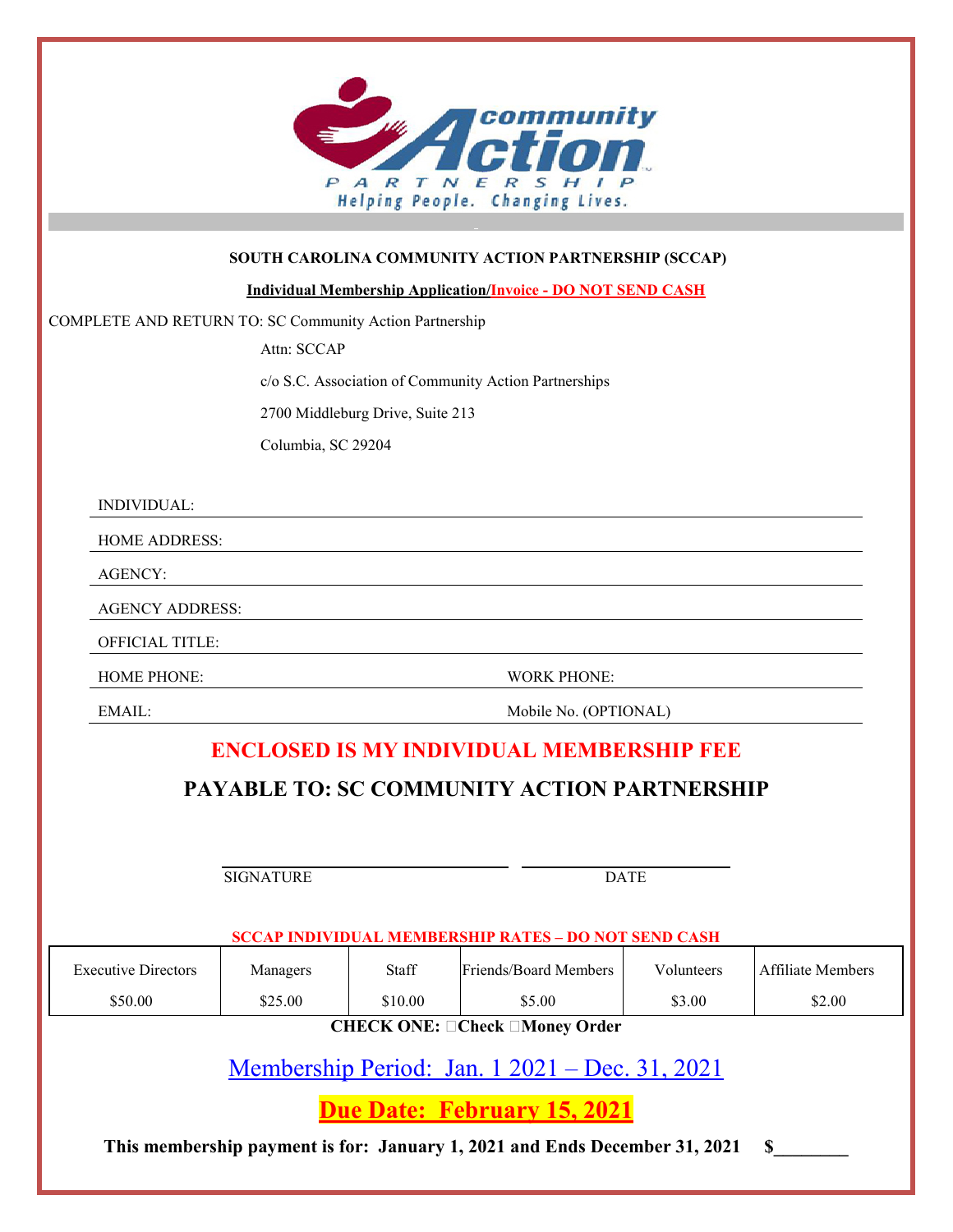**SOUTH CAROLINA COMMUNITY ACTION PARTNERSHIP (SCCAP)**

**Individual Membership Application/Invoice - DO NOT SEND CASH**

COMPLETE AND RETURN TO: SC Community Action Partnership

Attn: SCCAP

c/o S.C. Association of Community Action Partnerships

2700 Middleburg Drive, Suite 213

Columbia, SC 29204

INDIVIDUAL: ______________________________

HOME ADDRESS: ______________________________

AGENCY: ______________________________

AGENCY ADDRESS: ______________________________

OFFICIAL TITLE: ______________________________

HOME PHONE: ______________ WORK PHONE: ______________

EMAIL: ______________ Mobile No. (OPTIONAL)

## ENCLOSED IS MY INDIVIDUAL MEMBERSHIP FEE

## PAYABLE TO: SC COMMUNITY ACTION PARTNERSHIP

______________________ ______________________

SIGNATURE DATE

**SCCAP INDIVIDUAL MEMBERSHIP RATES – DO NOT SEND CASH**

| Executive Directors | Managers | Staff | Friends/Board Members | Volunteers | Affiliate Members |
|---|---|---|---|---|---|
| $50.00 | $25.00 | $10.00 | $5.00 | $3.00 | $2.00 |

**CHECK ONE: ☐Check ☐Money Order**

## Membership Period: Jan. 1 2021 – Dec. 31, 2021

## **Due Date: February 15, 2021**

**This membership payment is for: January 1, 2021 and Ends December 31, 2021 $________**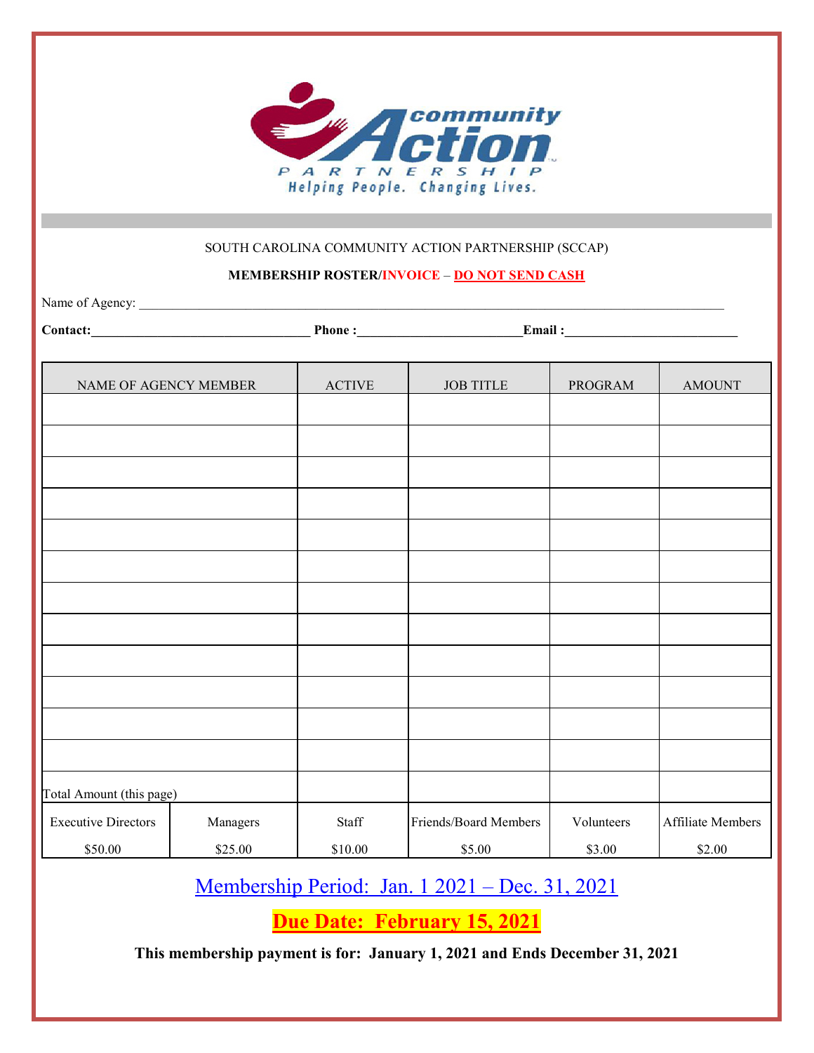SOUTH CAROLINA COMMUNITY ACTION PARTNERSHIP (SCCAP)

**MEMBERSHIP ROSTER/INVOICE – DO NOT SEND CASH**

Name of Agency: ____________________________________________________________________________________________

**Contact:_________________________________ Phone :_________________________Email :__________________________**

| NAME OF AGENCY MEMBER | | ACTIVE | JOB TITLE | PROGRAM | AMOUNT |
|---|---|---|---|---|---|
| | | | | | |
| | | | | | |
| | | | | | |
| | | | | | |
| | | | | | |
| | | | | | |
| | | | | | |
| | | | | | |
| | | | | | |
| | | | | | |
| | | | | | |
| | | | | | |
| Total Amount (this page) | | | | | |
| Executive Directors $50.00 | Managers $25.00 | Staff $10.00 | Friends/Board Members $5.00 | Volunteers $3.00 | Affiliate Members $2.00 |

Membership Period: Jan. 1 2021 – Dec. 31, 2021

**Due Date: February 15, 2021**

**This membership payment is for: January 1, 2021 and Ends December 31, 2021**